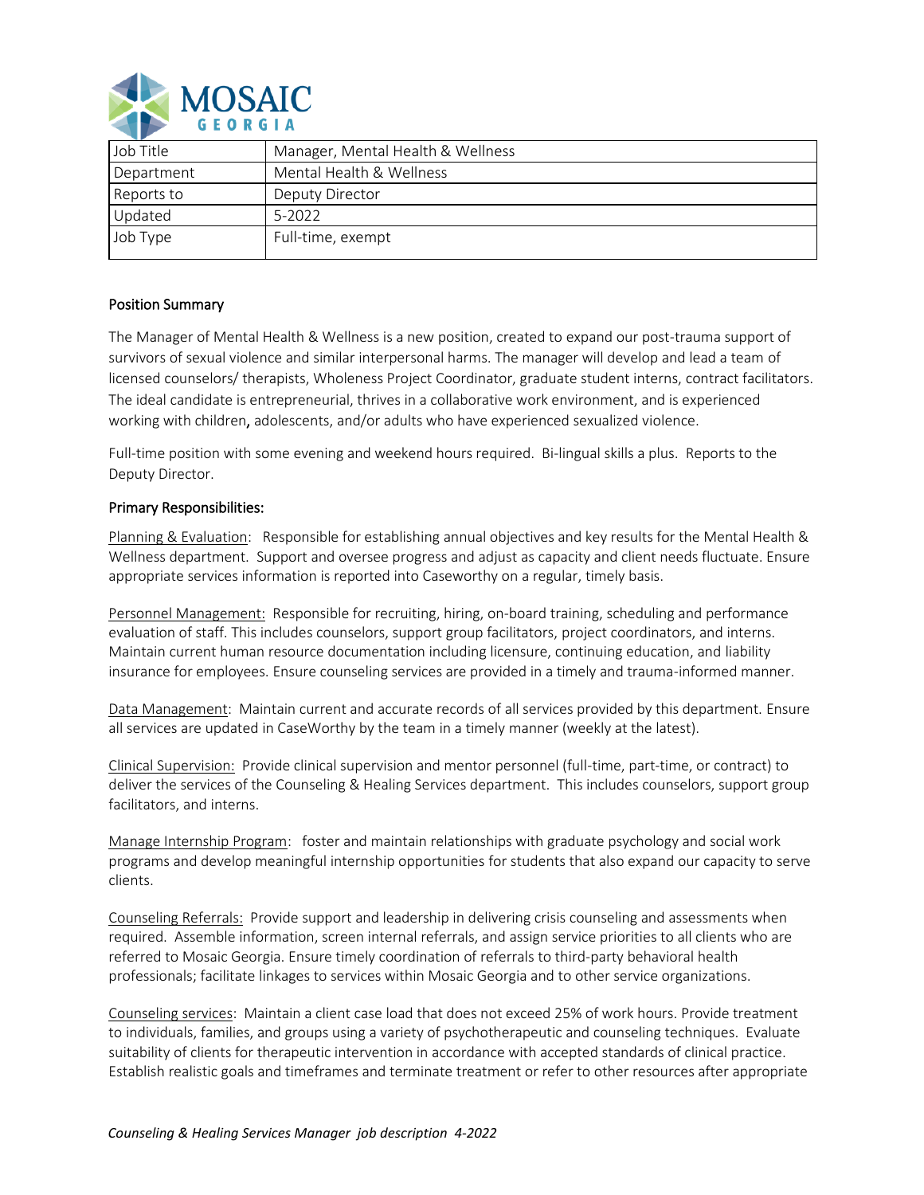MOSAIC GEORGIA

| Job Title | Manager, Mental Health & Wellness |
|---|---|
| Department | Mental Health & Wellness |
| Reports to | Deputy Director |
| Updated | 5-2022 |
| Job Type | Full-time, exempt |

## Position Summary

The Manager of Mental Health & Wellness is a new position, created to expand our post-trauma support of survivors of sexual violence and similar interpersonal harms. The manager will develop and lead a team of licensed counselors/ therapists, Wholeness Project Coordinator, graduate student interns, contract facilitators. The ideal candidate is entrepreneurial, thrives in a collaborative work environment, and is experienced working with children, adolescents, and/or adults who have experienced sexualized violence.

Full-time position with some evening and weekend hours required. Bi-lingual skills a plus. Reports to the Deputy Director.

## Primary Responsibilities:

Planning & Evaluation: Responsible for establishing annual objectives and key results for the Mental Health & Wellness department. Support and oversee progress and adjust as capacity and client needs fluctuate. Ensure appropriate services information is reported into Caseworthy on a regular, timely basis.

Personnel Management: Responsible for recruiting, hiring, on-board training, scheduling and performance evaluation of staff. This includes counselors, support group facilitators, project coordinators, and interns. Maintain current human resource documentation including licensure, continuing education, and liability insurance for employees. Ensure counseling services are provided in a timely and trauma-informed manner.

Data Management: Maintain current and accurate records of all services provided by this department. Ensure all services are updated in CaseWorthy by the team in a timely manner (weekly at the latest).

Clinical Supervision: Provide clinical supervision and mentor personnel (full-time, part-time, or contract) to deliver the services of the Counseling & Healing Services department. This includes counselors, support group facilitators, and interns.

Manage Internship Program: foster and maintain relationships with graduate psychology and social work programs and develop meaningful internship opportunities for students that also expand our capacity to serve clients.

Counseling Referrals: Provide support and leadership in delivering crisis counseling and assessments when required. Assemble information, screen internal referrals, and assign service priorities to all clients who are referred to Mosaic Georgia. Ensure timely coordination of referrals to third-party behavioral health professionals; facilitate linkages to services within Mosaic Georgia and to other service organizations.

Counseling services: Maintain a client case load that does not exceed 25% of work hours. Provide treatment to individuals, families, and groups using a variety of psychotherapeutic and counseling techniques. Evaluate suitability of clients for therapeutic intervention in accordance with accepted standards of clinical practice. Establish realistic goals and timeframes and terminate treatment or refer to other resources after appropriate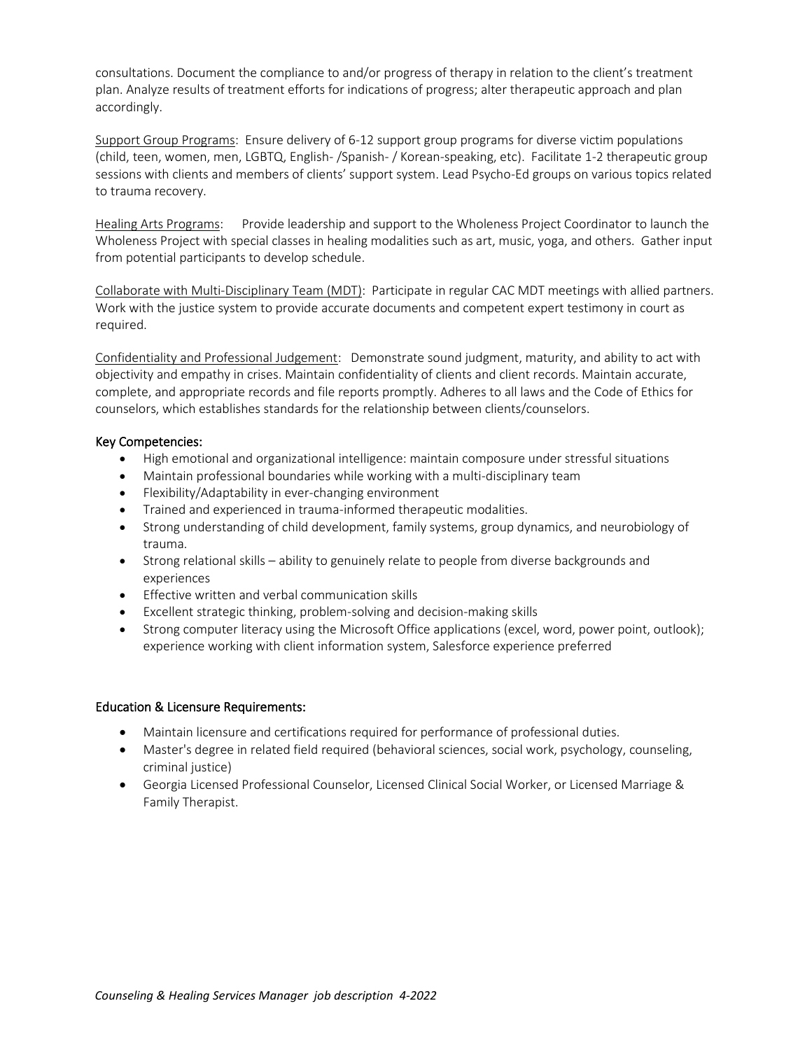consultations. Document the compliance to and/or progress of therapy in relation to the client's treatment plan. Analyze results of treatment efforts for indications of progress; alter therapeutic approach and plan accordingly.

Support Group Programs: Ensure delivery of 6-12 support group programs for diverse victim populations (child, teen, women, men, LGBTQ, English- /Spanish- / Korean-speaking, etc). Facilitate 1-2 therapeutic group sessions with clients and members of clients' support system. Lead Psycho-Ed groups on various topics related to trauma recovery.

Healing Arts Programs: Provide leadership and support to the Wholeness Project Coordinator to launch the Wholeness Project with special classes in healing modalities such as art, music, yoga, and others. Gather input from potential participants to develop schedule.

Collaborate with Multi-Disciplinary Team (MDT): Participate in regular CAC MDT meetings with allied partners. Work with the justice system to provide accurate documents and competent expert testimony in court as required.

Confidentiality and Professional Judgement: Demonstrate sound judgment, maturity, and ability to act with objectivity and empathy in crises. Maintain confidentiality of clients and client records. Maintain accurate, complete, and appropriate records and file reports promptly. Adheres to all laws and the Code of Ethics for counselors, which establishes standards for the relationship between clients/counselors.

### Key Competencies:

- High emotional and organizational intelligence: maintain composure under stressful situations
- Maintain professional boundaries while working with a multi-disciplinary team
- Flexibility/Adaptability in ever-changing environment
- Trained and experienced in trauma-informed therapeutic modalities.
- Strong understanding of child development, family systems, group dynamics, and neurobiology of trauma.
- Strong relational skills – ability to genuinely relate to people from diverse backgrounds and experiences
- Effective written and verbal communication skills
- Excellent strategic thinking, problem-solving and decision-making skills
- Strong computer literacy using the Microsoft Office applications (excel, word, power point, outlook); experience working with client information system, Salesforce experience preferred

### Education & Licensure Requirements:

- Maintain licensure and certifications required for performance of professional duties.
- Master's degree in related field required (behavioral sciences, social work, psychology, counseling, criminal justice)
- Georgia Licensed Professional Counselor, Licensed Clinical Social Worker, or Licensed Marriage & Family Therapist.